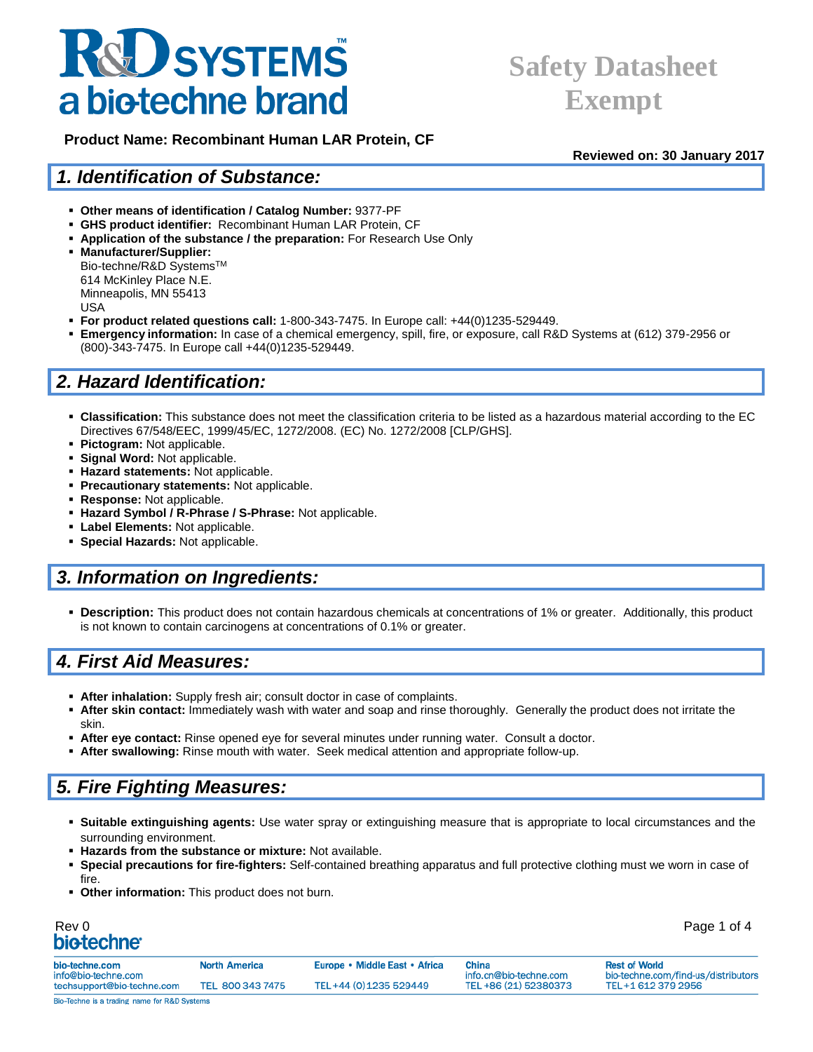R&D SYSTEMS™ a bio-techne brand

# Safety Datasheet Exempt

**Product Name: Recombinant Human LAR Protein, CF**

**Reviewed on: 30 January 2017**

## *1. Identification of Substance:*

- **Other means of identification / Catalog Number:** 9377-PF
- **GHS product identifier:** Recombinant Human LAR Protein, CF
- **Application of the substance / the preparation:** For Research Use Only
- **Manufacturer/Supplier:**
  Bio-techne/R&D Systems™
  614 McKinley Place N.E.
  Minneapolis, MN 55413
  USA
- **For product related questions call:** 1-800-343-7475. In Europe call: +44(0)1235-529449.
- **Emergency information:** In case of a chemical emergency, spill, fire, or exposure, call R&D Systems at (612) 379-2956 or (800)-343-7475. In Europe call +44(0)1235-529449.

## *2. Hazard Identification:*

- **Classification:** This substance does not meet the classification criteria to be listed as a hazardous material according to the EC Directives 67/548/EEC, 1999/45/EC, 1272/2008. (EC) No. 1272/2008 [CLP/GHS].
- **Pictogram:** Not applicable.
- **Signal Word:** Not applicable.
- **Hazard statements:** Not applicable.
- **Precautionary statements:** Not applicable.
- **Response:** Not applicable.
- **Hazard Symbol / R-Phrase / S-Phrase:** Not applicable.
- **Label Elements:** Not applicable.
- **Special Hazards:** Not applicable.

## *3. Information on Ingredients:*

- **Description:** This product does not contain hazardous chemicals at concentrations of 1% or greater. Additionally, this product is not known to contain carcinogens at concentrations of 0.1% or greater.

## *4. First Aid Measures:*

- **After inhalation:** Supply fresh air; consult doctor in case of complaints.
- **After skin contact:** Immediately wash with water and soap and rinse thoroughly. Generally the product does not irritate the skin.
- **After eye contact:** Rinse opened eye for several minutes under running water. Consult a doctor.
- **After swallowing:** Rinse mouth with water. Seek medical attention and appropriate follow-up.

## *5. Fire Fighting Measures:*

- **Suitable extinguishing agents:** Use water spray or extinguishing measure that is appropriate to local circumstances and the surrounding environment.
- **Hazards from the substance or mixture:** Not available.
- **Special precautions for fire-fighters:** Self-contained breathing apparatus and full protective clothing must we worn in case of fire.
- **Other information:** This product does not burn.

Rev 0

| bio-techne.com | North America | Europe • Middle East • Africa | China | Rest of World |
|---|---|---|---|---|
| info@bio-techne.com | | | info.cn@bio-techne.com | bio-techne.com/find-us/distributors |
| techsupport@bio-techne.com | TEL 800 343 7475 | TEL +44 (0)1235 529449 | TEL +86 (21) 52380373 | TEL +1 612 379 2956 |

Bio-Techne is a trading name for R&D Systems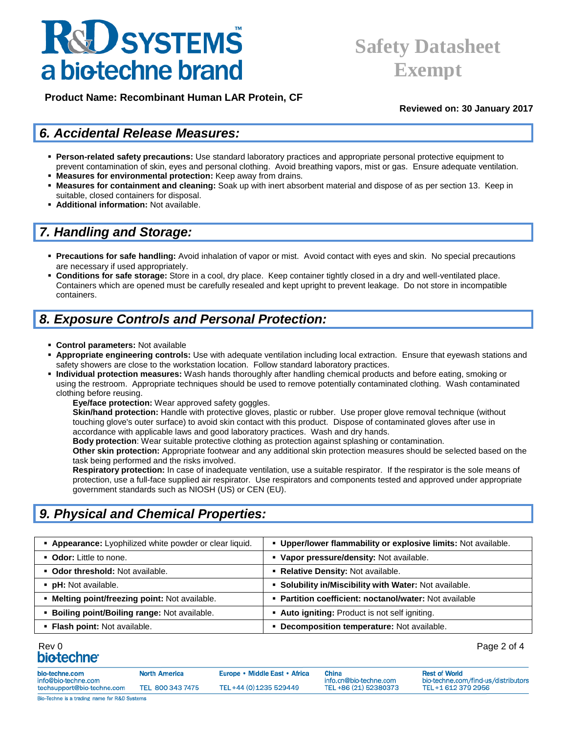**Product Name: Recombinant Human LAR Protein, CF**

**Reviewed on: 30 January 2017**

## 6. Accidental Release Measures:

- **Person-related safety precautions:** Use standard laboratory practices and appropriate personal protective equipment to prevent contamination of skin, eyes and personal clothing. Avoid breathing vapors, mist or gas. Ensure adequate ventilation.
- **Measures for environmental protection:** Keep away from drains.
- **Measures for containment and cleaning:** Soak up with inert absorbent material and dispose of as per section 13. Keep in suitable, closed containers for disposal.
- **Additional information:** Not available.

## 7. Handling and Storage:

- **Precautions for safe handling:** Avoid inhalation of vapor or mist. Avoid contact with eyes and skin. No special precautions are necessary if used appropriately.
- **Conditions for safe storage:** Store in a cool, dry place. Keep container tightly closed in a dry and well-ventilated place. Containers which are opened must be carefully resealed and kept upright to prevent leakage. Do not store in incompatible containers.

## 8. Exposure Controls and Personal Protection:

- **Control parameters:** Not available
- **Appropriate engineering controls:** Use with adequate ventilation including local extraction. Ensure that eyewash stations and safety showers are close to the workstation location. Follow standard laboratory practices.
- **Individual protection measures:** Wash hands thoroughly after handling chemical products and before eating, smoking or using the restroom. Appropriate techniques should be used to remove potentially contaminated clothing. Wash contaminated clothing before reusing.

  **Eye/face protection:** Wear approved safety goggles.

  **Skin/hand protection:** Handle with protective gloves, plastic or rubber. Use proper glove removal technique (without touching glove's outer surface) to avoid skin contact with this product. Dispose of contaminated gloves after use in accordance with applicable laws and good laboratory practices. Wash and dry hands.

  **Body protection**: Wear suitable protective clothing as protection against splashing or contamination.

  **Other skin protection:** Appropriate footwear and any additional skin protection measures should be selected based on the task being performed and the risks involved.

  **Respiratory protection:** In case of inadequate ventilation, use a suitable respirator. If the respirator is the sole means of protection, use a full-face supplied air respirator. Use respirators and components tested and approved under appropriate government standards such as NIOSH (US) or CEN (EU).

## 9. Physical and Chemical Properties:

| | |
|---|---|
| **Appearance:** Lyophilized white powder or clear liquid. | **Upper/lower flammability or explosive limits:** Not available. |
| **Odor:** Little to none. | **Vapor pressure/density:** Not available. |
| **Odor threshold:** Not available. | **Relative Density:** Not available. |
| **pH:** Not available. | **Solubility in/Miscibility with Water:** Not available. |
| **Melting point/freezing point:** Not available. | **Partition coefficient: noctanol/water:** Not available |
| **Boiling point/Boiling range:** Not available. | **Auto igniting:** Product is not self igniting. |
| **Flash point:** Not available. | **Decomposition temperature:** Not available. |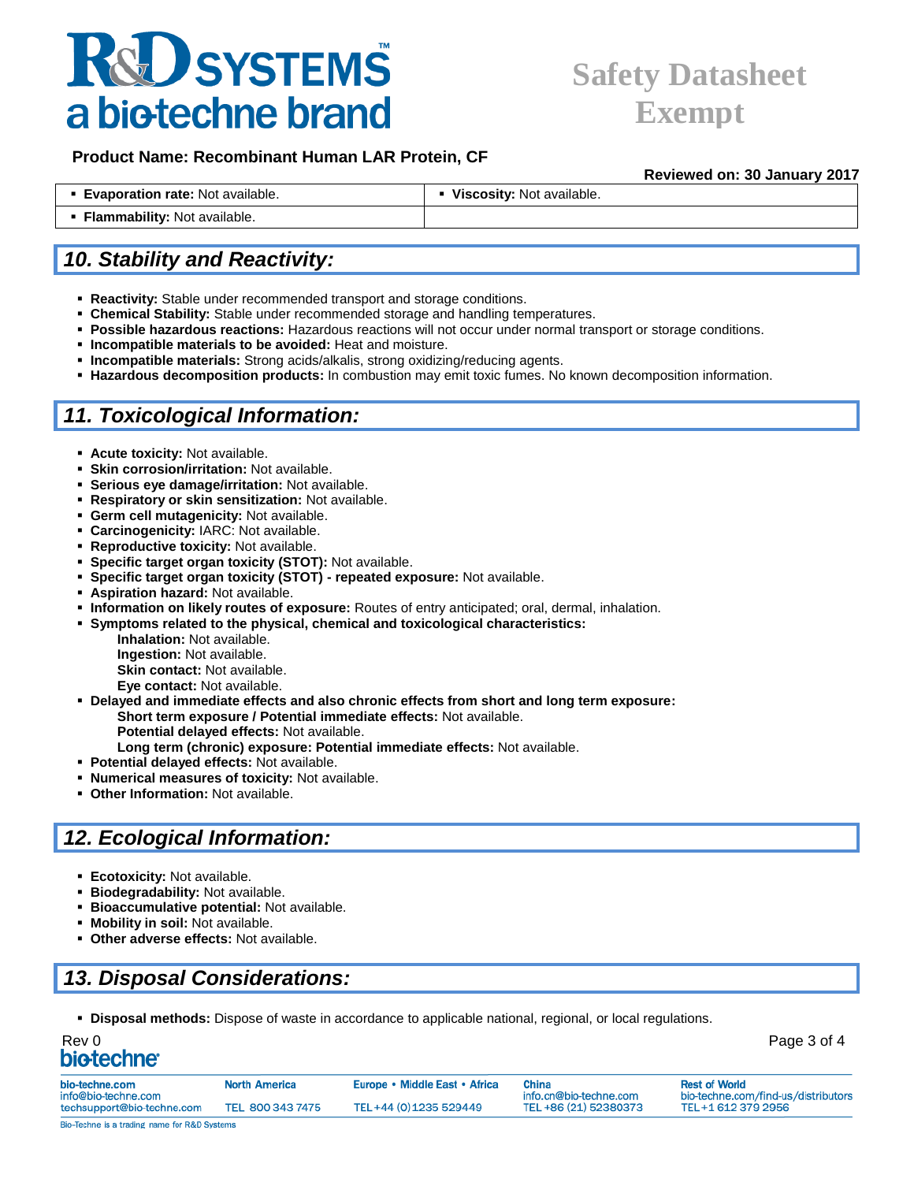| ▪ **Evaporation rate:** Not available. | ▪ **Viscosity:** Not available. |
| --- | --- |
| ▪ **Flammability:** Not available. | |

## 10. Stability and Reactivity:

- **Reactivity:** Stable under recommended transport and storage conditions.
- **Chemical Stability:** Stable under recommended storage and handling temperatures.
- **Possible hazardous reactions:** Hazardous reactions will not occur under normal transport or storage conditions.
- **Incompatible materials to be avoided:** Heat and moisture.
- **Incompatible materials:** Strong acids/alkalis, strong oxidizing/reducing agents.
- **Hazardous decomposition products:** In combustion may emit toxic fumes. No known decomposition information.

## 11. Toxicological Information:

- **Acute toxicity:** Not available.
- **Skin corrosion/irritation:** Not available.
- **Serious eye damage/irritation:** Not available.
- **Respiratory or skin sensitization:** Not available.
- **Germ cell mutagenicity:** Not available.
- **Carcinogenicity:** IARC: Not available.
- **Reproductive toxicity:** Not available.
- **Specific target organ toxicity (STOT):** Not available.
- **Specific target organ toxicity (STOT) - repeated exposure:** Not available.
- **Aspiration hazard:** Not available.
- **Information on likely routes of exposure:** Routes of entry anticipated; oral, dermal, inhalation.
- **Symptoms related to the physical, chemical and toxicological characteristics:**
  - **Inhalation:** Not available.
  - **Ingestion:** Not available.
  - **Skin contact:** Not available.
  - **Eye contact:** Not available.
- **Delayed and immediate effects and also chronic effects from short and long term exposure:**
  - **Short term exposure / Potential immediate effects:** Not available.
  - **Potential delayed effects:** Not available.
  - **Long term (chronic) exposure: Potential immediate effects:** Not available.
- **Potential delayed effects:** Not available.
- **Numerical measures of toxicity:** Not available.
- **Other Information:** Not available.

## 12. Ecological Information:

- **Ecotoxicity:** Not available.
- **Biodegradability:** Not available.
- **Bioaccumulative potential:** Not available.
- **Mobility in soil:** Not available.
- **Other adverse effects:** Not available.

## 13. Disposal Considerations:

- **Disposal methods:** Dispose of waste in accordance to applicable national, regional, or local regulations.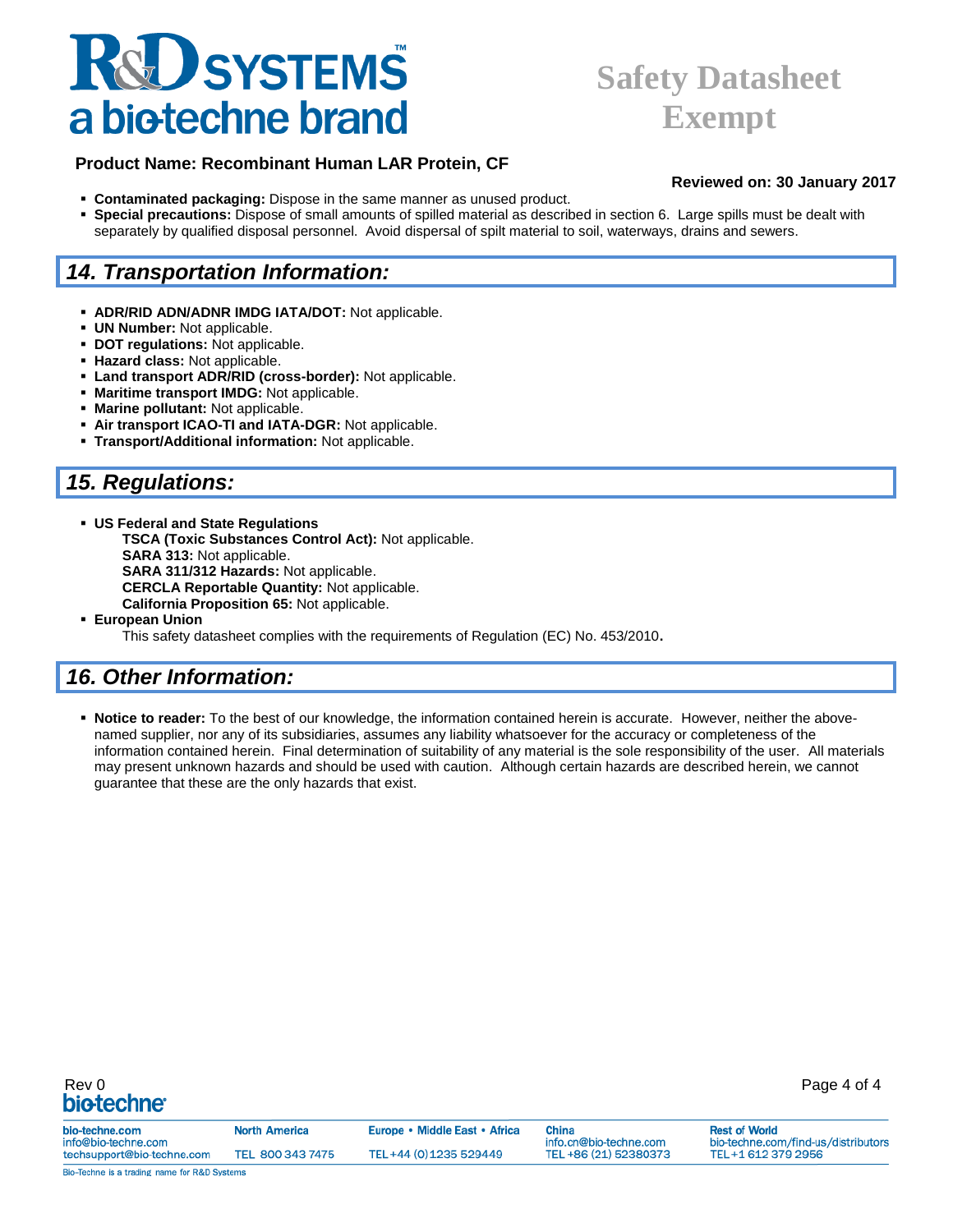- **Contaminated packaging:** Dispose in the same manner as unused product.
- **Special precautions:** Dispose of small amounts of spilled material as described in section 6. Large spills must be dealt with separately by qualified disposal personnel. Avoid dispersal of spilt material to soil, waterways, drains and sewers.

## *14. Transportation Information:*

- **ADR/RID ADN/ADNR IMDG IATA/DOT:** Not applicable.
- **UN Number:** Not applicable.
- **DOT regulations:** Not applicable.
- **Hazard class:** Not applicable.
- **Land transport ADR/RID (cross-border):** Not applicable.
- **Maritime transport IMDG:** Not applicable.
- **Marine pollutant:** Not applicable.
- **Air transport ICAO-TI and IATA-DGR:** Not applicable.
- **Transport/Additional information:** Not applicable.

## *15. Regulations:*

- **US Federal and State Regulations**
  - **TSCA (Toxic Substances Control Act):** Not applicable.
  - **SARA 313:** Not applicable.
  - **SARA 311/312 Hazards:** Not applicable.
  - **CERCLA Reportable Quantity:** Not applicable.
  - **California Proposition 65:** Not applicable.
- **European Union**
  - This safety datasheet complies with the requirements of Regulation (EC) No. 453/2010.

## *16. Other Information:*

- **Notice to reader:** To the best of our knowledge, the information contained herein is accurate. However, neither the above-named supplier, nor any of its subsidiaries, assumes any liability whatsoever for the accuracy or completeness of the information contained herein. Final determination of suitability of any material is the sole responsibility of the user. All materials may present unknown hazards and should be used with caution. Although certain hazards are described herein, we cannot guarantee that these are the only hazards that exist.